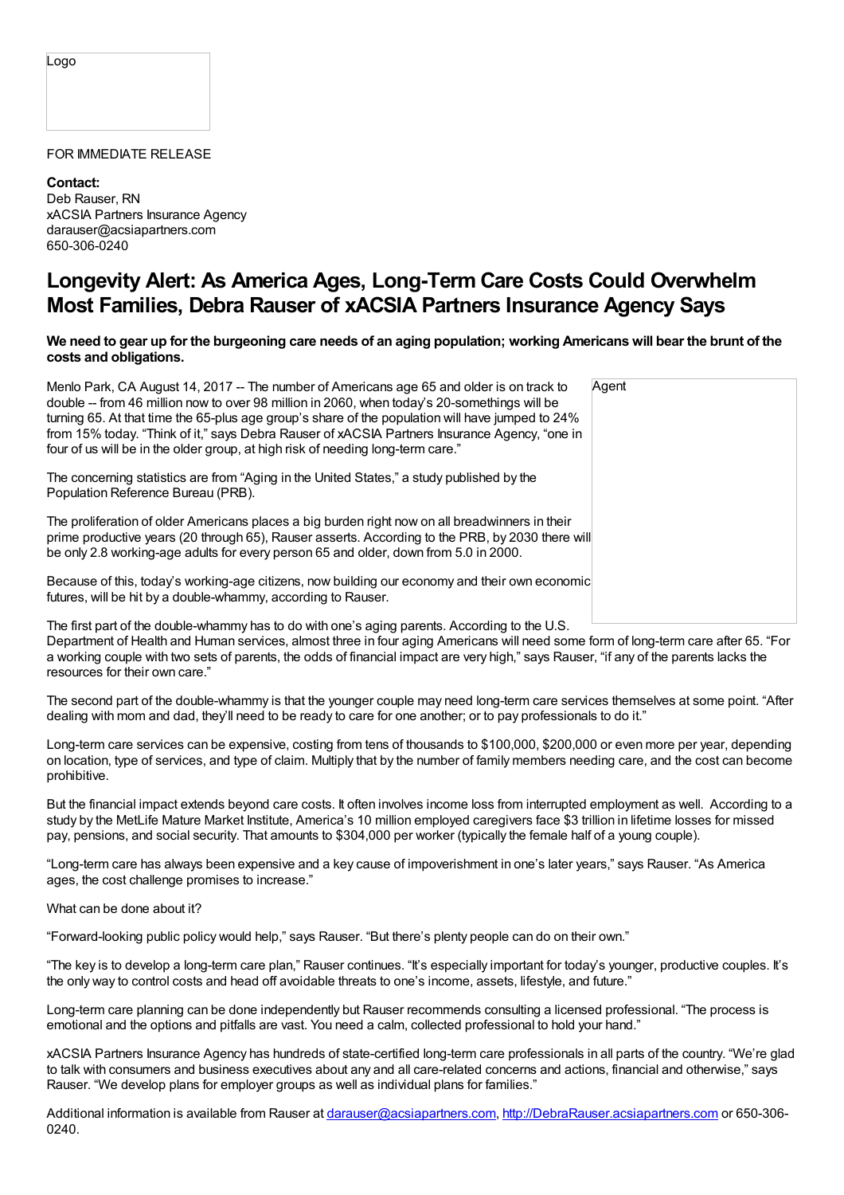Logo

FOR IMMEDIATE RELEASE

**Contact:**
Deb Rauser, RN
xACSIA Partners Insurance Agency
darauser@acsiapartners.com
650-306-0240

# Longevity Alert: As America Ages, Long-Term Care Costs Could Overwhelm Most Families, Debra Rauser of xACSIA Partners Insurance Agency Says

**We need to gear up for the burgeoning care needs of an aging population; working Americans will bear the brunt of the costs and obligations.**

Agent

Menlo Park, CA August 14, 2017 -- The number of Americans age 65 and older is on track to double -- from 46 million now to over 98 million in 2060, when today's 20-somethings will be turning 65. At that time the 65-plus age group's share of the population will have jumped to 24% from 15% today. "Think of it," says Debra Rauser of xACSIA Partners Insurance Agency, "one in four of us will be in the older group, at high risk of needing long-term care."

The concerning statistics are from "Aging in the United States," a study published by the Population Reference Bureau (PRB).

The proliferation of older Americans places a big burden right now on all breadwinners in their prime productive years (20 through 65), Rauser asserts. According to the PRB, by 2030 there will be only 2.8 working-age adults for every person 65 and older, down from 5.0 in 2000.

Because of this, today's working-age citizens, now building our economy and their own economic futures, will be hit by a double-whammy, according to Rauser.

The first part of the double-whammy has to do with one's aging parents. According to the U.S. Department of Health and Human services, almost three in four aging Americans will need some form of long-term care after 65. "For a working couple with two sets of parents, the odds of financial impact are very high," says Rauser, "if any of the parents lacks the resources for their own care."

The second part of the double-whammy is that the younger couple may need long-term care services themselves at some point. "After dealing with mom and dad, they'll need to be ready to care for one another; or to pay professionals to do it."

Long-term care services can be expensive, costing from tens of thousands to $100,000, $200,000 or even more per year, depending on location, type of services, and type of claim. Multiply that by the number of family members needing care, and the cost can become prohibitive.

But the financial impact extends beyond care costs. It often involves income loss from interrupted employment as well. According to a study by the MetLife Mature Market Institute, America's 10 million employed caregivers face $3 trillion in lifetime losses for missed pay, pensions, and social security. That amounts to $304,000 per worker (typically the female half of a young couple).

"Long-term care has always been expensive and a key cause of impoverishment in one's later years," says Rauser. "As America ages, the cost challenge promises to increase."

What can be done about it?

"Forward-looking public policy would help," says Rauser. "But there's plenty people can do on their own."

"The key is to develop a long-term care plan," Rauser continues. "It's especially important for today's younger, productive couples. It's the only way to control costs and head off avoidable threats to one's income, assets, lifestyle, and future."

Long-term care planning can be done independently but Rauser recommends consulting a licensed professional. "The process is emotional and the options and pitfalls are vast. You need a calm, collected professional to hold your hand."

xACSIA Partners Insurance Agency has hundreds of state-certified long-term care professionals in all parts of the country. "We're glad to talk with consumers and business executives about any and all care-related concerns and actions, financial and otherwise," says Rauser. "We develop plans for employer groups as well as individual plans for families."

Additional information is available from Rauser at darauser@acsiapartners.com, http://DebraRauser.acsiapartners.com or 650-306-0240.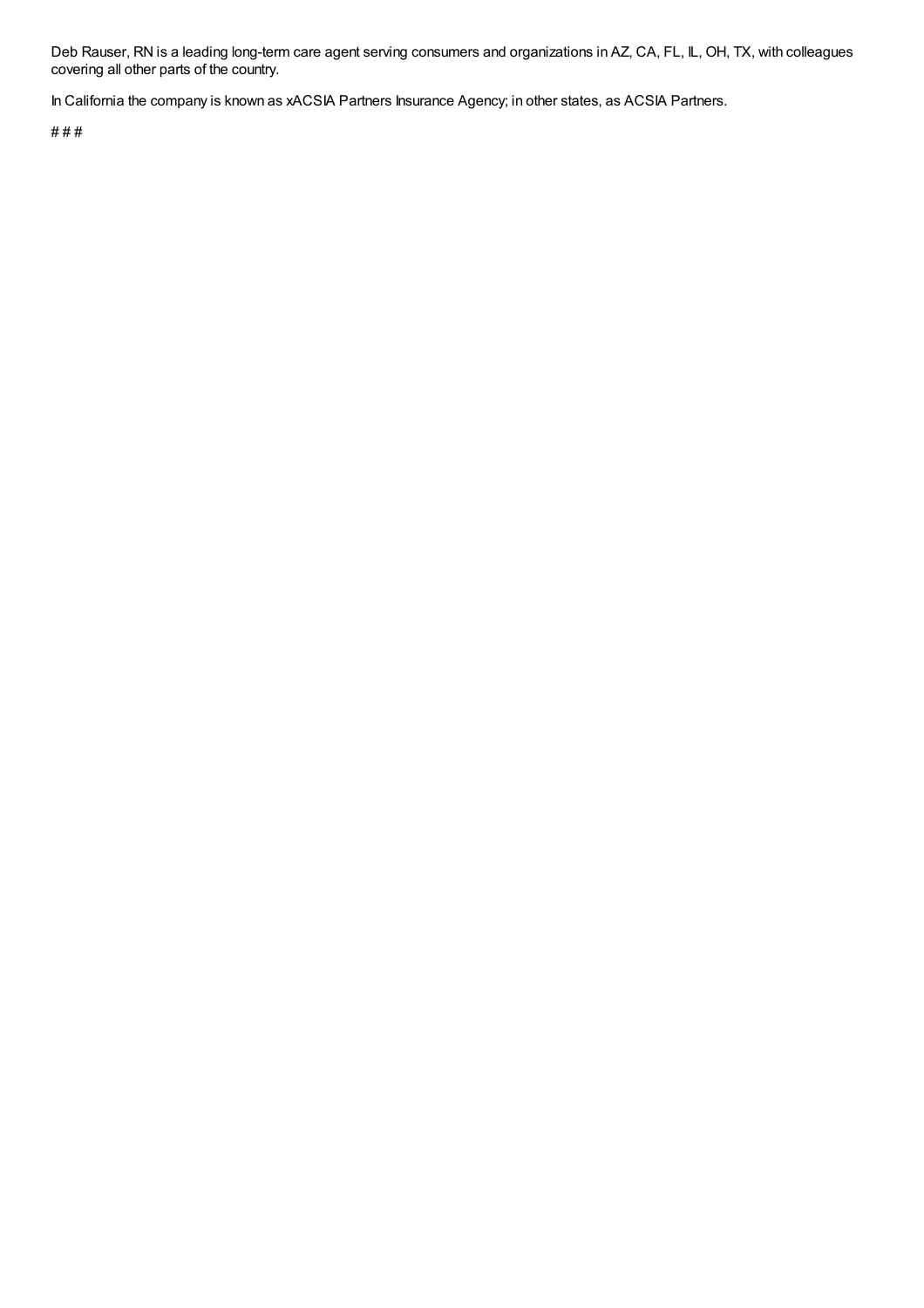Deb Rauser, RN is a leading long-term care agent serving consumers and organizations in AZ, CA, FL, IL, OH, TX, with colleagues covering all other parts of the country.

In California the company is known as xACSIA Partners Insurance Agency; in other states, as ACSIA Partners.

# # #